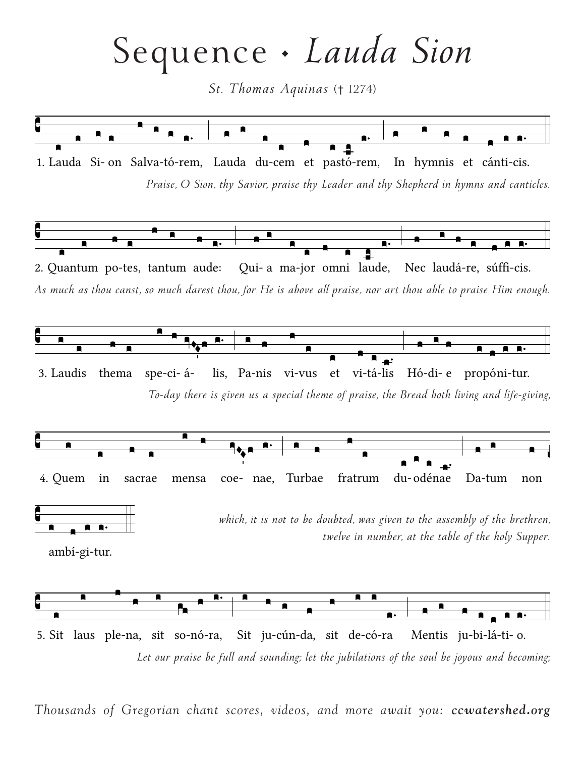# Sequence • *Lauda Sion*

*St. Thomas Aquinas* († 1274)

1. Lauda Si- on Salva-tó-rem, Lauda du-cem et pastó-rem, In hymnis et cánti-cis.

*Praise, O Sion, thy Savior, praise thy Leader and thy Shepherd in hymns and canticles.*

2. Quantum po-tes, tantum aude: Qui- a ma-jor omni laude, Nec laudá-re, súffi-cis.

*As much as thou canst, so much darest thou, for He is above all praise, nor art thou able to praise Him enough.*

3. Laudis thema spe-ci- á- lis, Pa-nis vi-vus et vi-tá-lis Hó-di- e propóni-tur.

*To-day there is given us a special theme of praise, the Bread both living and life-giving,*

4. Quem in sacrae mensa coe- nae, Turbae fratrum du- odénae Da-tum non ambí-gi-tur.

*which, it is not to be doubted, was given to the assembly of the brethren, twelve in number, at the table of the holy Supper.*

5. Sit laus ple-na, sit so-nó-ra, Sit ju-cún-da, sit de-có-ra Mentis ju-bi-lá-ti- o.

*Let our praise be full and sounding; let the jubilations of the soul be joyous and becoming;*

*Thousands of Gregorian chant scores, videos, and more await you:* ***ccwatershed.org***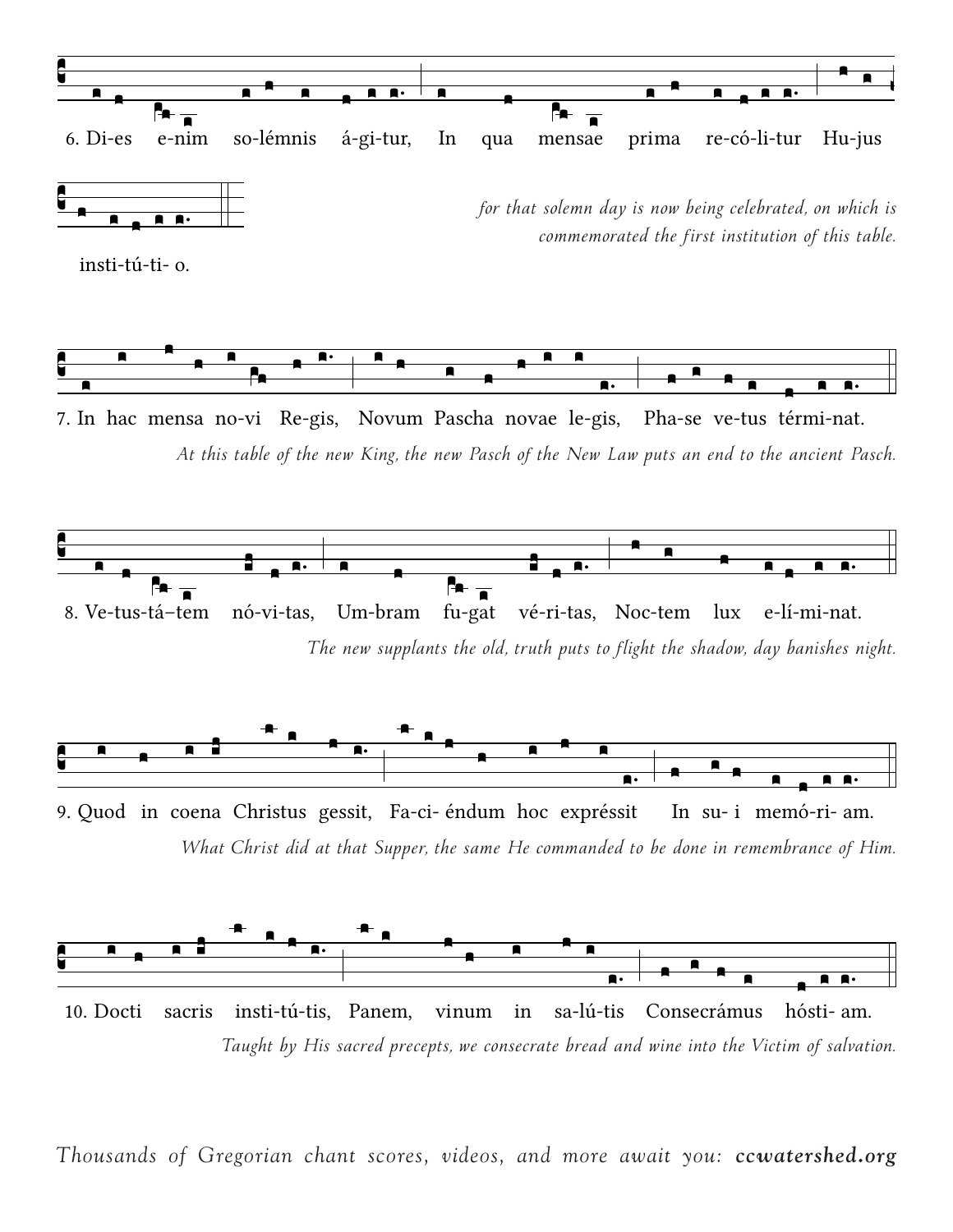6. Di-es e-nim so-lémnis á-gi-tur, In qua mensae prima re-có-li-tur Hu-jus insti-tú-ti- o.

*for that solemn day is now being celebrated, on which is commemorated the first institution of this table.*

7. In hac mensa no-vi Re-gis, Novum Pascha novae le-gis, Pha-se ve-tus térmi-nat.

*At this table of the new King, the new Pasch of the New Law puts an end to the ancient Pasch.*

8. Ve-tus-tá–tem nó-vi-tas, Um-bram fu-gat vé-ri-tas, Noc-tem lux e-lí-mi-nat.

*The new supplants the old, truth puts to flight the shadow, day banishes night.*

9. Quod in coena Christus gessit, Fa-ci- éndum hoc expréssit In su- i memó-ri- am.

*What Christ did at that Supper, the same He commanded to be done in remembrance of Him.*

10. Docti sacris insti-tú-tis, Panem, vinum in sa-lú-tis Consecrámus hósti- am.

*Taught by His sacred precepts, we consecrate bread and wine into the Victim of salvation.*

*Thousands of Gregorian chant scores, videos, and more await you:* ***ccwatershed.org***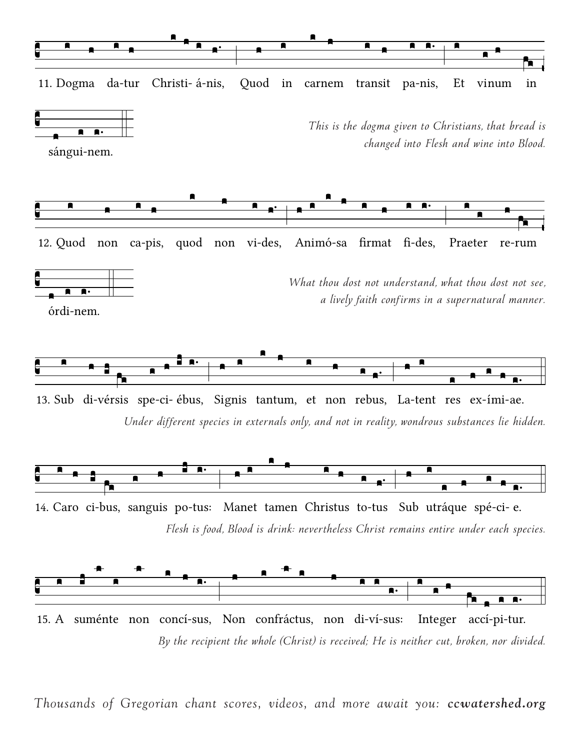11. Dogma da-tur Christi- á-nis, Quod in carnem transit pa-nis, Et vinum in sángui-nem.

*This is the dogma given to Christians, that bread is changed into Flesh and wine into Blood.*

12. Quod non ca-pis, quod non vi-des, Animó-sa firmat fi-des, Praeter re-rum órdi-nem.

*What thou dost not understand, what thou dost not see, a lively faith confirms in a supernatural manner.*

13. Sub di-vérsis spe-ci- ébus, Signis tantum, et non rebus, La-tent res ex-ími-ae.

*Under different species in externals only, and not in reality, wondrous substances lie hidden.*

14. Caro ci-bus, sanguis po-tus: Manet tamen Christus to-tus Sub utráque spé-ci- e.

*Flesh is food, Blood is drink: nevertheless Christ remains entire under each species.*

15. A suménte non concí-sus, Non confráctus, non di-ví-sus: Integer accí-pi-tur.

*By the recipient the whole (Christ) is received; He is neither cut, broken, nor divided.*

*Thousands of Gregorian chant scores, videos, and more await you:* ***ccwatershed.org***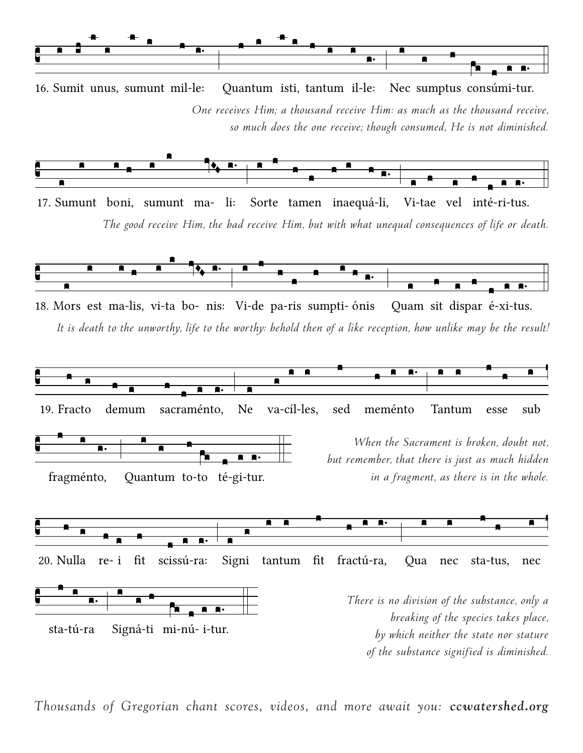16. Sumit unus, sumunt mil-le: Quantum isti, tantum il-le: Nec sumptus consúmi-tur.

*One receives Him; a thousand receive Him: as much as the thousand receive, so much does the one receive; though consumed, He is not diminished.*

17. Sumunt boni, sumunt ma- li: Sorte tamen inaequá-li, Vi-tae vel inté-ri-tus.

*The good receive Him, the bad receive Him, but with what unequal consequences of life or death.*

18. Mors est ma-lis, vi-ta bo- nis: Vi-de pa-ris sumpti- ónis Quam sit dispar é-xi-tus.

*It is death to the unworthy, life to the worthy: behold then of a like reception, how unlike may be the result!*

19. Fracto demum sacraménto, Ne va-cíl-les, sed meménto Tantum esse sub fragménto, Quantum to-to té-gi-tur.

*When the Sacrament is broken, doubt not, but remember, that there is just as much hidden in a fragment, as there is in the whole.*

20. Nulla re- i fit scissú-ra: Signi tantum fit fractú-ra, Qua nec sta-tus, nec sta-tú-ra Signá-ti mi-nú- i-tur.

*There is no division of the substance, only a breaking of the species takes place, by which neither the state nor stature of the substance signified is diminished.*

*Thousands of Gregorian chant scores, videos, and more await you:* ***ccwatershed.org***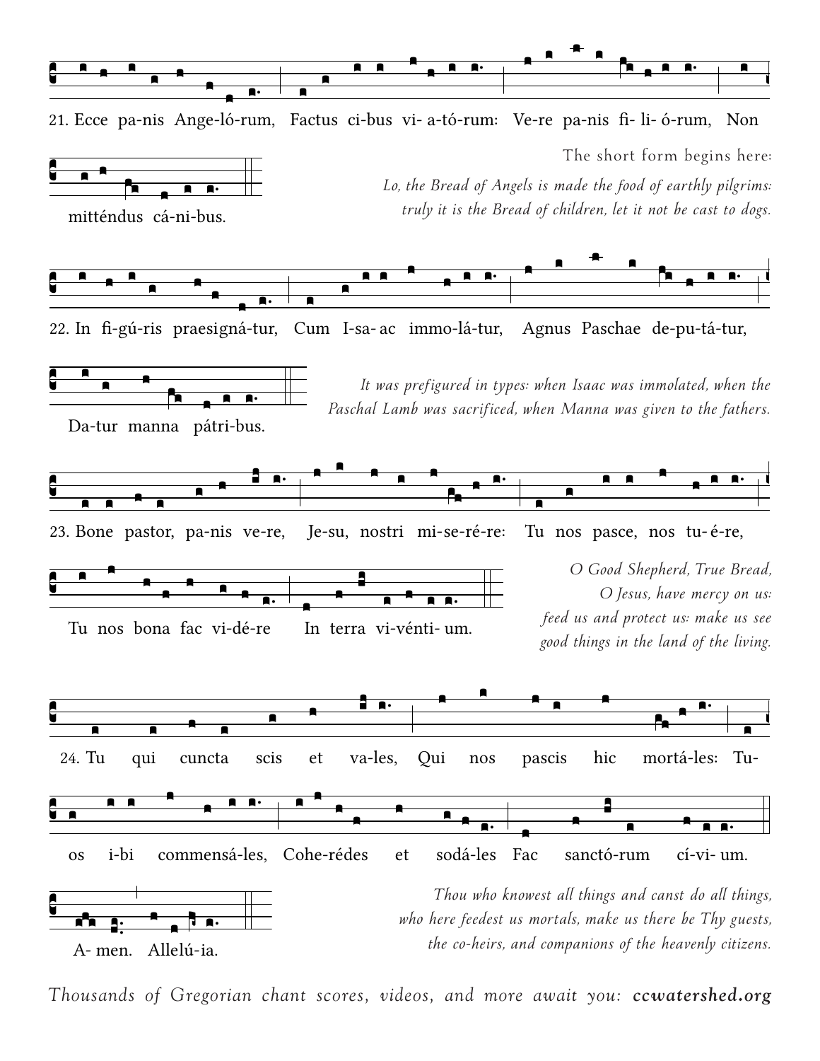21. Ecce pa-nis Ange-ló-rum, Factus ci-bus vi- a-tó-rum: Ve-re pa-nis fi- li- ó-rum, Non mitténdus cá-ni-bus.

The short form begins here:

*Lo, the Bread of Angels is made the food of earthly pilgrims: truly it is the Bread of children, let it not be cast to dogs.*

22. In fi-gú-ris praesigná-tur, Cum I-sa- ac immo-lá-tur, Agnus Paschae de-pu-tá-tur, Da-tur manna pátri-bus.

*It was prefigured in types: when Isaac was immolated, when the Paschal Lamb was sacrificed, when Manna was given to the fathers.*

23. Bone pastor, pa-nis ve-re, Je-su, nostri mi-se-ré-re: Tu nos pasce, nos tu- é-re, Tu nos bona fac vi-dé-re In terra vi-vénti- um.

*O Good Shepherd, True Bread, O Jesus, have mercy on us: feed us and protect us: make us see good things in the land of the living.*

24. Tu qui cuncta scis et va-les, Qui nos pascis hic mortá-les: Tu-os i-bi commensá-les, Cohe-rédes et sodá-les Fac sanctó-rum cí-vi- um.

A- men. Allelú-ia.

*Thou who knowest all things and canst do all things, who here feedest us mortals, make us there be Thy guests, the co-heirs, and companions of the heavenly citizens.*

*Thousands of Gregorian chant scores, videos, and more await you:* ***ccwatershed.org***